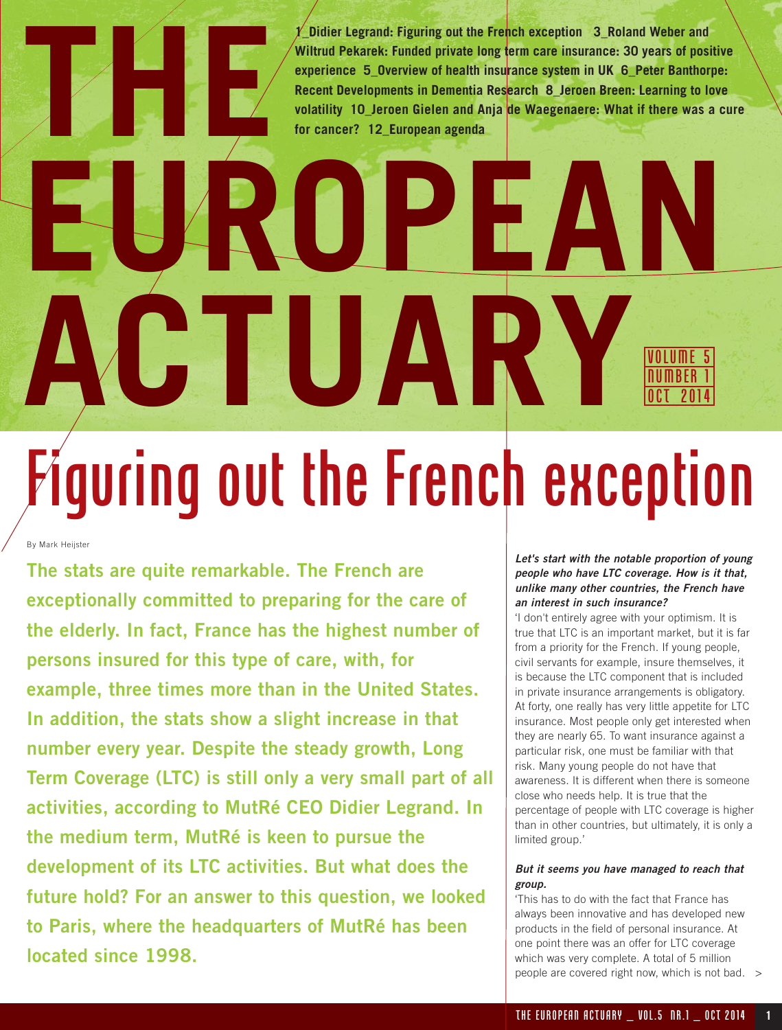# THE EUROPEAN ACTUARY

VOLUME 5
NUMBER 1
OCT 2014

1_Didier Legrand: Figuring out the French exception 3_Roland Weber and Wiltrud Pekarek: Funded private long term care insurance: 30 years of positive experience 5_Overview of health insurance system in UK 6_Peter Banthorpe: Recent Developments in Dementia Research 8_Jeroen Breen: Learning to love volatility 10_Jeroen Gielen and Anja de Waegenaere: What if there was a cure for cancer? 12_European agenda

# Figuring out the French exception

By Mark Heijster

**The stats are quite remarkable. The French are exceptionally committed to preparing for the care of the elderly. In fact, France has the highest number of persons insured for this type of care, with, for example, three times more than in the United States. In addition, the stats show a slight increase in that number every year. Despite the steady growth, Long Term Coverage (LTC) is still only a very small part of all activities, according to MutRé CEO Didier Legrand. In the medium term, MutRé is keen to pursue the development of its LTC activities. But what does the future hold? For an answer to this question, we looked to Paris, where the headquarters of MutRé has been located since 1998.**

***Let's start with the notable proportion of young people who have LTC coverage. How is it that, unlike many other countries, the French have an interest in such insurance?***

'I don't entirely agree with your optimism. It is true that LTC is an important market, but it is far from a priority for the French. If young people, civil servants for example, insure themselves, it is because the LTC component that is included in private insurance arrangements is obligatory. At forty, one really has very little appetite for LTC insurance. Most people only get interested when they are nearly 65. To want insurance against a particular risk, one must be familiar with that risk. Many young people do not have that awareness. It is different when there is someone close who needs help. It is true that the percentage of people with LTC coverage is higher than in other countries, but ultimately, it is only a limited group.'

***But it seems you have managed to reach that group.***

'This has to do with the fact that France has always been innovative and has developed new products in the field of personal insurance. At one point there was an offer for LTC coverage which was very complete. A total of 5 million people are covered right now, which is not bad. >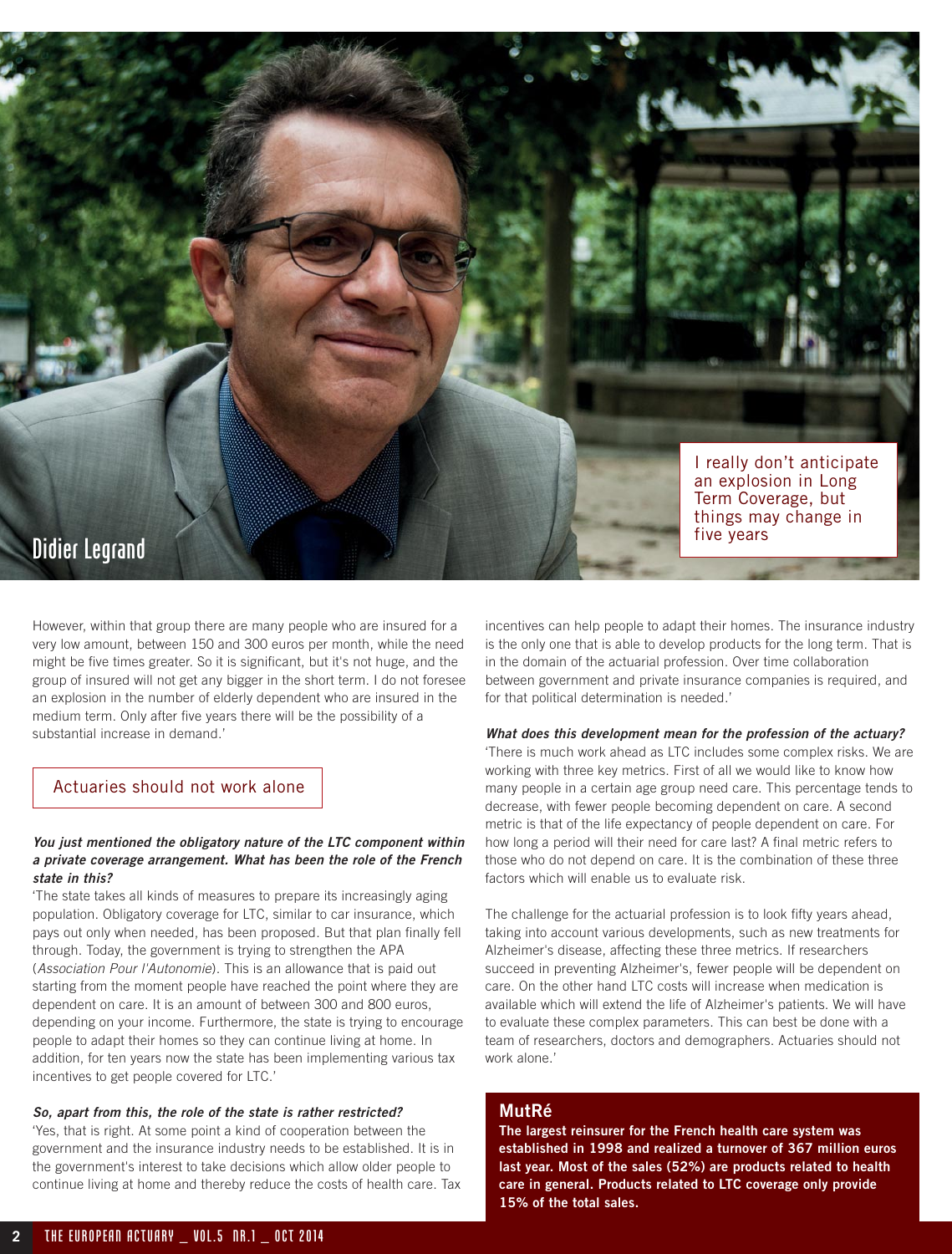Didier Legrand

> I really don't anticipate an explosion in Long Term Coverage, but things may change in five years

However, within that group there are many people who are insured for a very low amount, between 150 and 300 euros per month, while the need might be five times greater. So it is significant, but it's not huge, and the group of insured will not get any bigger in the short term. I do not foresee an explosion in the number of elderly dependent who are insured in the medium term. Only after five years there will be the possibility of a substantial increase in demand.'

## Actuaries should not work alone

***You just mentioned the obligatory nature of the LTC component within a private coverage arrangement. What has been the role of the French state in this?***

'The state takes all kinds of measures to prepare its increasingly aging population. Obligatory coverage for LTC, similar to car insurance, which pays out only when needed, has been proposed. But that plan finally fell through. Today, the government is trying to strengthen the APA (*Association Pour l'Autonomie*). This is an allowance that is paid out starting from the moment people have reached the point where they are dependent on care. It is an amount of between 300 and 800 euros, depending on your income. Furthermore, the state is trying to encourage people to adapt their homes so they can continue living at home. In addition, for ten years now the state has been implementing various tax incentives to get people covered for LTC.'

***So, apart from this, the role of the state is rather restricted?***

'Yes, that is right. At some point a kind of cooperation between the government and the insurance industry needs to be established. It is in the government's interest to take decisions which allow older people to continue living at home and thereby reduce the costs of health care. Tax incentives can help people to adapt their homes. The insurance industry is the only one that is able to develop products for the long term. That is in the domain of the actuarial profession. Over time collaboration between government and private insurance companies is required, and for that political determination is needed.'

***What does this development mean for the profession of the actuary?***

'There is much work ahead as LTC includes some complex risks. We are working with three key metrics. First of all we would like to know how many people in a certain age group need care. This percentage tends to decrease, with fewer people becoming dependent on care. A second metric is that of the life expectancy of people dependent on care. For how long a period will their need for care last? A final metric refers to those who do not depend on care. It is the combination of these three factors which will enable us to evaluate risk.

The challenge for the actuarial profession is to look fifty years ahead, taking into account various developments, such as new treatments for Alzheimer's disease, affecting these three metrics. If researchers succeed in preventing Alzheimer's, fewer people will be dependent on care. On the other hand LTC costs will increase when medication is available which will extend the life of Alzheimer's patients. We will have to evaluate these complex parameters. This can best be done with a team of researchers, doctors and demographers. Actuaries should not work alone.'

### MutRé

**The largest reinsurer for the French health care system was established in 1998 and realized a turnover of 367 million euros last year. Most of the sales (52%) are products related to health care in general. Products related to LTC coverage only provide 15% of the total sales.**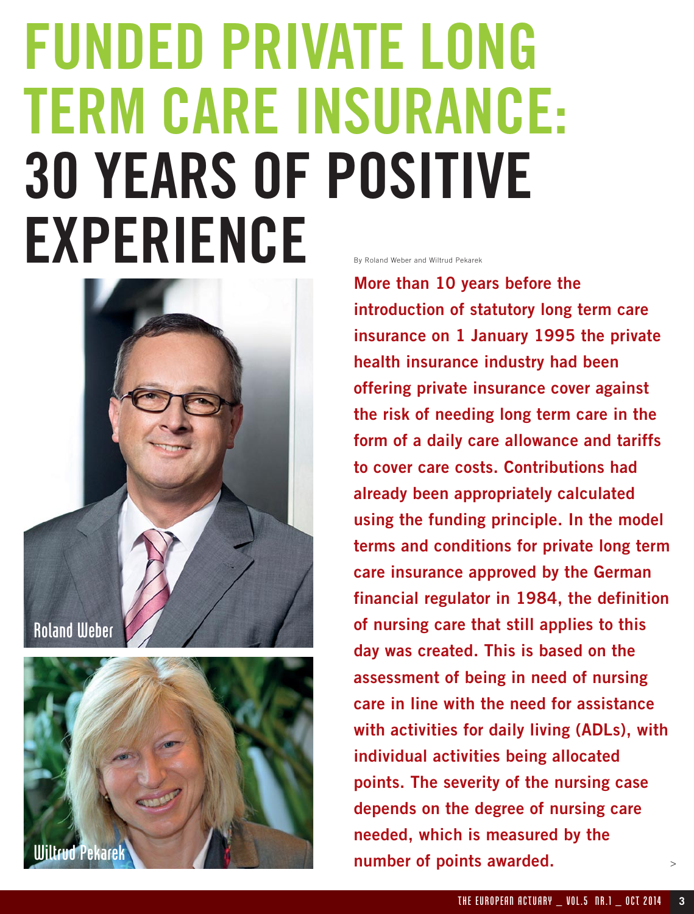# FUNDED PRIVATE LONG TERM CARE INSURANCE: 30 YEARS OF POSITIVE EXPERIENCE

By Roland Weber and Wiltrud Pekarek

Roland Weber

Wiltrud Pekarek

**More than 10 years before the introduction of statutory long term care insurance on 1 January 1995 the private health insurance industry had been offering private insurance cover against the risk of needing long term care in the form of a daily care allowance and tariffs to cover care costs. Contributions had already been appropriately calculated using the funding principle. In the model terms and conditions for private long term care insurance approved by the German financial regulator in 1984, the definition of nursing care that still applies to this day was created. This is based on the assessment of being in need of nursing care in line with the need for assistance with activities for daily living (ADLs), with individual activities being allocated points. The severity of the nursing case depends on the degree of nursing care needed, which is measured by the number of points awarded.**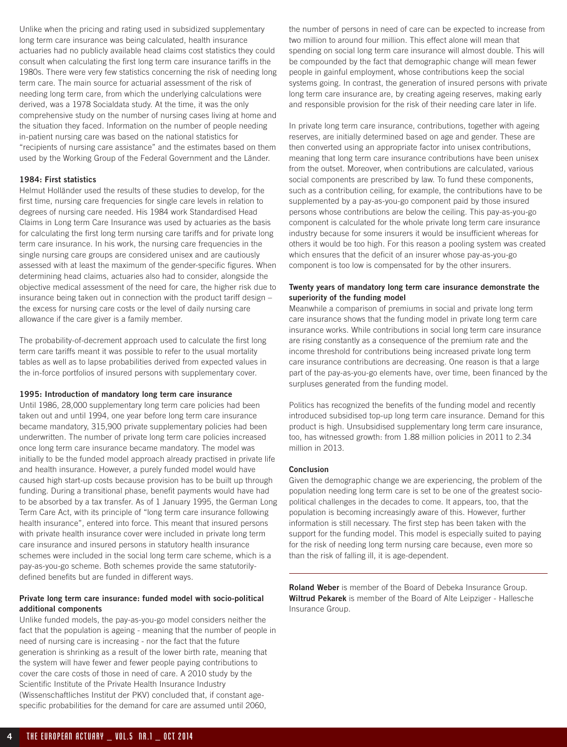Unlike when the pricing and rating used in subsidized supplementary long term care insurance was being calculated, health insurance actuaries had no publicly available head claims cost statistics they could consult when calculating the first long term care insurance tariffs in the 1980s. There were very few statistics concerning the risk of needing long term care. The main source for actuarial assessment of the risk of needing long term care, from which the underlying calculations were derived, was a 1978 Socialdata study. At the time, it was the only comprehensive study on the number of nursing cases living at home and the situation they faced. Information on the number of people needing in-patient nursing care was based on the national statistics for "recipients of nursing care assistance" and the estimates based on them used by the Working Group of the Federal Government and the Länder.

**1984: First statistics**

Helmut Holländer used the results of these studies to develop, for the first time, nursing care frequencies for single care levels in relation to degrees of nursing care needed. His 1984 work Standardised Head Claims in Long Term Care Insurance was used by actuaries as the basis for calculating the first long term nursing care tariffs and for private long term care insurance. In his work, the nursing care frequencies in the single nursing care groups are considered unisex and are cautiously assessed with at least the maximum of the gender-specific figures. When determining head claims, actuaries also had to consider, alongside the objective medical assessment of the need for care, the higher risk due to insurance being taken out in connection with the product tariff design – the excess for nursing care costs or the level of daily nursing care allowance if the care giver is a family member.

The probability-of-decrement approach used to calculate the first long term care tariffs meant it was possible to refer to the usual mortality tables as well as to lapse probabilities derived from expected values in the in-force portfolios of insured persons with supplementary cover.

**1995: Introduction of mandatory long term care insurance**

Until 1986, 28,000 supplementary long term care policies had been taken out and until 1994, one year before long term care insurance became mandatory, 315,900 private supplementary policies had been underwritten. The number of private long term care policies increased once long term care insurance became mandatory. The model was initially to be the funded model approach already practised in private life and health insurance. However, a purely funded model would have caused high start-up costs because provision has to be built up through funding. During a transitional phase, benefit payments would have had to be absorbed by a tax transfer. As of 1 January 1995, the German Long Term Care Act, with its principle of "long term care insurance following health insurance", entered into force. This meant that insured persons with private health insurance cover were included in private long term care insurance and insured persons in statutory health insurance schemes were included in the social long term care scheme, which is a pay-as-you-go scheme. Both schemes provide the same statutorily-defined benefits but are funded in different ways.

**Private long term care insurance: funded model with socio-political additional components**

Unlike funded models, the pay-as-you-go model considers neither the fact that the population is ageing - meaning that the number of people in need of nursing care is increasing - nor the fact that the future generation is shrinking as a result of the lower birth rate, meaning that the system will have fewer and fewer people paying contributions to cover the care costs of those in need of care. A 2010 study by the Scientific Institute of the Private Health Insurance Industry (Wissenschaftliches Institut der PKV) concluded that, if constant age-specific probabilities for the demand for care are assumed until 2060, the number of persons in need of care can be expected to increase from two million to around four million. This effect alone will mean that spending on social long term care insurance will almost double. This will be compounded by the fact that demographic change will mean fewer people in gainful employment, whose contributions keep the social systems going. In contrast, the generation of insured persons with private long term care insurance are, by creating ageing reserves, making early and responsible provision for the risk of their needing care later in life.

In private long term care insurance, contributions, together with ageing reserves, are initially determined based on age and gender. These are then converted using an appropriate factor into unisex contributions, meaning that long term care insurance contributions have been unisex from the outset. Moreover, when contributions are calculated, various social components are prescribed by law. To fund these components, such as a contribution ceiling, for example, the contributions have to be supplemented by a pay-as-you-go component paid by those insured persons whose contributions are below the ceiling. This pay-as-you-go component is calculated for the whole private long term care insurance industry because for some insurers it would be insufficient whereas for others it would be too high. For this reason a pooling system was created which ensures that the deficit of an insurer whose pay-as-you-go component is too low is compensated for by the other insurers.

**Twenty years of mandatory long term care insurance demonstrate the superiority of the funding model**

Meanwhile a comparison of premiums in social and private long term care insurance shows that the funding model in private long term care insurance works. While contributions in social long term care insurance are rising constantly as a consequence of the premium rate and the income threshold for contributions being increased private long term care insurance contributions are decreasing. One reason is that a large part of the pay-as-you-go elements have, over time, been financed by the surpluses generated from the funding model.

Politics has recognized the benefits of the funding model and recently introduced subsidised top-up long term care insurance. Demand for this product is high. Unsubsidised supplementary long term care insurance, too, has witnessed growth: from 1.88 million policies in 2011 to 2.34 million in 2013.

**Conclusion**

Given the demographic change we are experiencing, the problem of the population needing long term care is set to be one of the greatest socio-political challenges in the decades to come. It appears, too, that the population is becoming increasingly aware of this. However, further information is still necessary. The first step has been taken with the support for the funding model. This model is especially suited to paying for the risk of needing long term nursing care because, even more so than the risk of falling ill, it is age-dependent.

---

**Roland Weber** is member of the Board of Debeka Insurance Group.
**Wiltrud Pekarek** is member of the Board of Alte Leipziger - Hallesche Insurance Group.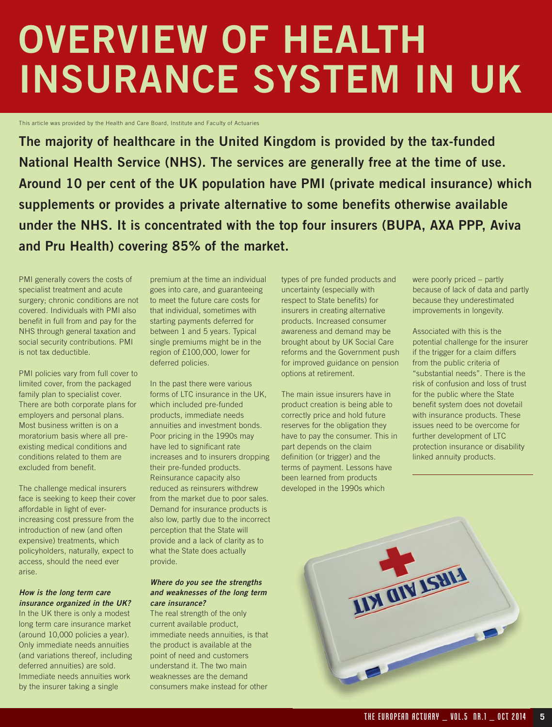# OVERVIEW OF HEALTH INSURANCE SYSTEM IN UK

This article was provided by the Health and Care Board, Institute and Faculty of Actuaries

**The majority of healthcare in the United Kingdom is provided by the tax-funded National Health Service (NHS). The services are generally free at the time of use. Around 10 per cent of the UK population have PMI (private medical insurance) which supplements or provides a private alternative to some benefits otherwise available under the NHS. It is concentrated with the top four insurers (BUPA, AXA PPP, Aviva and Pru Health) covering 85% of the market.**

PMI generally covers the costs of specialist treatment and acute surgery; chronic conditions are not covered. Individuals with PMI also benefit in full from and pay for the NHS through general taxation and social security contributions. PMI is not tax deductible.

PMI policies vary from full cover to limited cover, from the packaged family plan to specialist cover. There are both corporate plans for employers and personal plans. Most business written is on a moratorium basis where all pre-existing medical conditions and conditions related to them are excluded from benefit.

The challenge medical insurers face is seeking to keep their cover affordable in light of ever-increasing cost pressure from the introduction of new (and often expensive) treatments, which policyholders, naturally, expect to access, should the need ever arise.

***How is the long term care insurance organized in the UK?***

In the UK there is only a modest long term care insurance market (around 10,000 policies a year). Only immediate needs annuities (and variations thereof, including deferred annuities) are sold. Immediate needs annuities work by the insurer taking a single premium at the time an individual goes into care, and guaranteeing to meet the future care costs for that individual, sometimes with starting payments deferred for between 1 and 5 years. Typical single premiums might be in the region of £100,000, lower for deferred policies.

In the past there were various forms of LTC insurance in the UK, which included pre-funded products, immediate needs annuities and investment bonds. Poor pricing in the 1990s may have led to significant rate increases and to insurers dropping their pre-funded products. Reinsurance capacity also reduced as reinsurers withdrew from the market due to poor sales. Demand for insurance products is also low, partly due to the incorrect perception that the State will provide and a lack of clarity as to what the State does actually provide.

***Where do you see the strengths and weaknesses of the long term care insurance?***

The real strength of the only current available product, immediate needs annuities, is that the product is available at the point of need and customers understand it. The two main weaknesses are the demand consumers make instead for other types of pre funded products and uncertainty (especially with respect to State benefits) for insurers in creating alternative products. Increased consumer awareness and demand may be brought about by UK Social Care reforms and the Government push for improved guidance on pension options at retirement.

The main issue insurers have in product creation is being able to correctly price and hold future reserves for the obligation they have to pay the consumer. This in part depends on the claim definition (or trigger) and the terms of payment. Lessons have been learned from products developed in the 1990s which were poorly priced – partly because of lack of data and partly because they underestimated improvements in longevity.

Associated with this is the potential challenge for the insurer if the trigger for a claim differs from the public criteria of "substantial needs". There is the risk of confusion and loss of trust for the public where the State benefit system does not dovetail with insurance products. These issues need to be overcome for further development of LTC protection insurance or disability linked annuity products.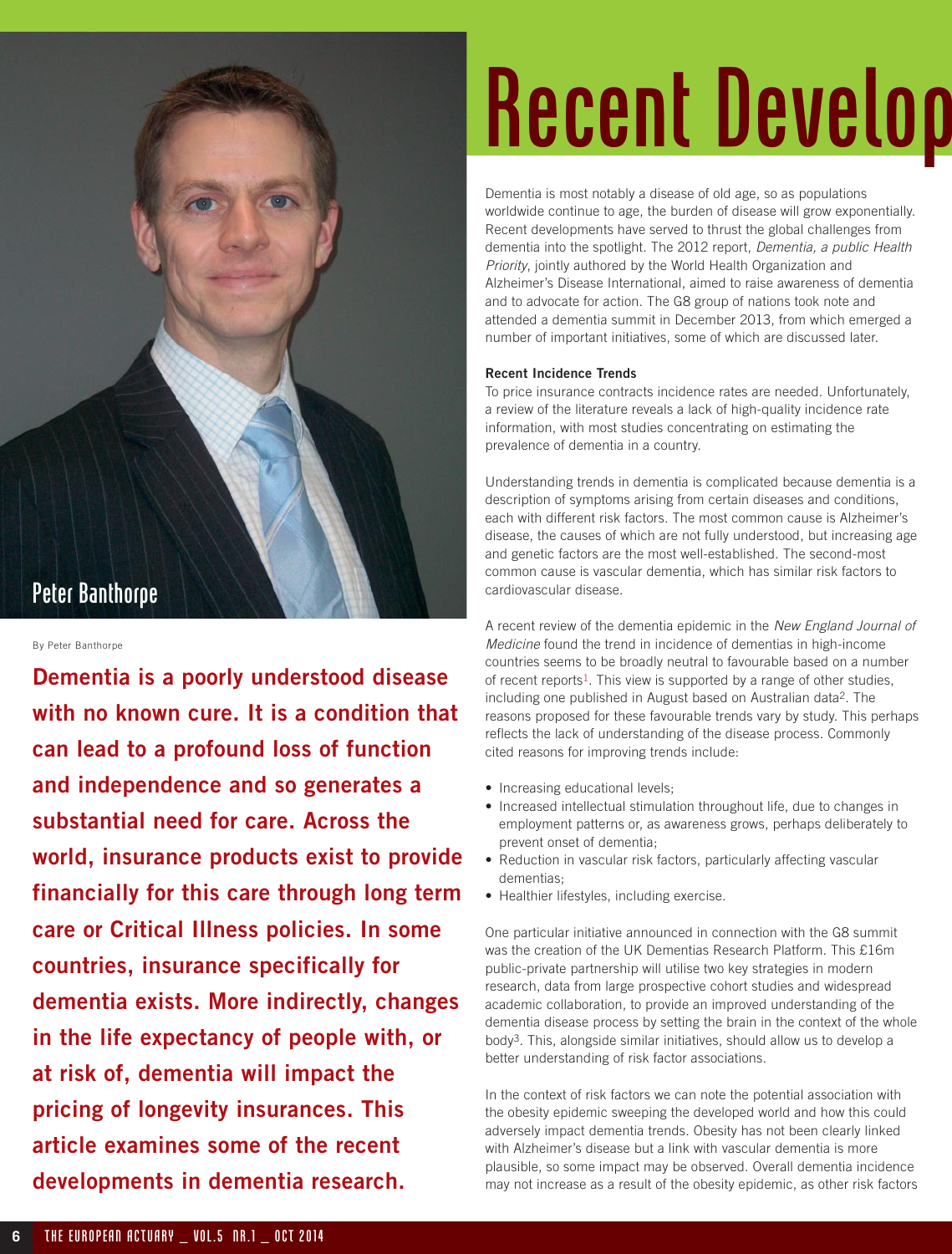# Recent Develop

Peter Banthorpe

By Peter Banthorpe

**Dementia is a poorly understood disease with no known cure. It is a condition that can lead to a profound loss of function and independence and so generates a substantial need for care. Across the world, insurance products exist to provide financially for this care through long term care or Critical Illness policies. In some countries, insurance specifically for dementia exists. More indirectly, changes in the life expectancy of people with, or at risk of, dementia will impact the pricing of longevity insurances. This article examines some of the recent developments in dementia research.**

Dementia is most notably a disease of old age, so as populations worldwide continue to age, the burden of disease will grow exponentially. Recent developments have served to thrust the global challenges from dementia into the spotlight. The 2012 report, *Dementia, a public Health Priority*, jointly authored by the World Health Organization and Alzheimer's Disease International, aimed to raise awareness of dementia and to advocate for action. The G8 group of nations took note and attended a dementia summit in December 2013, from which emerged a number of important initiatives, some of which are discussed later.

**Recent Incidence Trends**

To price insurance contracts incidence rates are needed. Unfortunately, a review of the literature reveals a lack of high-quality incidence rate information, with most studies concentrating on estimating the prevalence of dementia in a country.

Understanding trends in dementia is complicated because dementia is a description of symptoms arising from certain diseases and conditions, each with different risk factors. The most common cause is Alzheimer's disease, the causes of which are not fully understood, but increasing age and genetic factors are the most well-established. The second-most common cause is vascular dementia, which has similar risk factors to cardiovascular disease.

A recent review of the dementia epidemic in the *New England Journal of Medicine* found the trend in incidence of dementias in high-income countries seems to be broadly neutral to favourable based on a number of recent reports[1]. This view is supported by a range of other studies, including one published in August based on Australian data[2]. The reasons proposed for these favourable trends vary by study. This perhaps reflects the lack of understanding of the disease process. Commonly cited reasons for improving trends include:

- Increasing educational levels;
- Increased intellectual stimulation throughout life, due to changes in employment patterns or, as awareness grows, perhaps deliberately to prevent onset of dementia;
- Reduction in vascular risk factors, particularly affecting vascular dementias;
- Healthier lifestyles, including exercise.

One particular initiative announced in connection with the G8 summit was the creation of the UK Dementias Research Platform. This £16m public-private partnership will utilise two key strategies in modern research, data from large prospective cohort studies and widespread academic collaboration, to provide an improved understanding of the dementia disease process by setting the brain in the context of the whole body[3]. This, alongside similar initiatives, should allow us to develop a better understanding of risk factor associations.

In the context of risk factors we can note the potential association with the obesity epidemic sweeping the developed world and how this could adversely impact dementia trends. Obesity has not been clearly linked with Alzheimer's disease but a link with vascular dementia is more plausible, so some impact may be observed. Overall dementia incidence may not increase as a result of the obesity epidemic, as other risk factors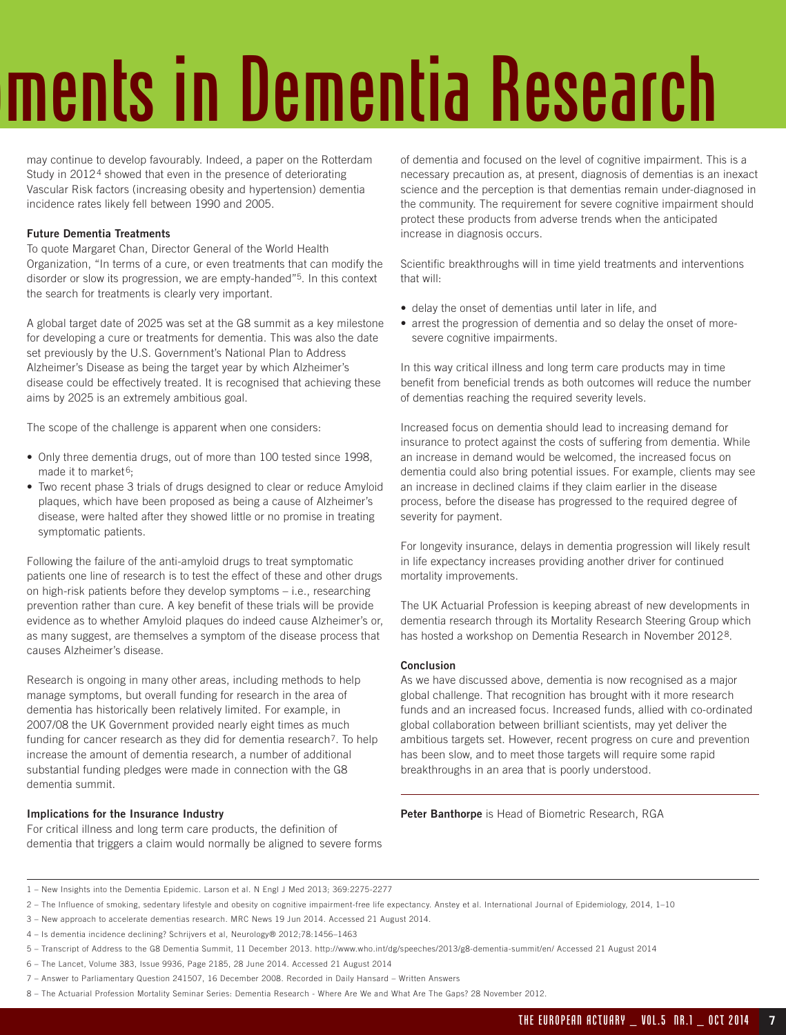# ments in Dementia Research

may continue to develop favourably. Indeed, a paper on the Rotterdam Study in 2012[4] showed that even in the presence of deteriorating Vascular Risk factors (increasing obesity and hypertension) dementia incidence rates likely fell between 1990 and 2005.

**Future Dementia Treatments**

To quote Margaret Chan, Director General of the World Health Organization, "In terms of a cure, or even treatments that can modify the disorder or slow its progression, we are empty-handed"[5]. In this context the search for treatments is clearly very important.

A global target date of 2025 was set at the G8 summit as a key milestone for developing a cure or treatments for dementia. This was also the date set previously by the U.S. Government's National Plan to Address Alzheimer's Disease as being the target year by which Alzheimer's disease could be effectively treated. It is recognised that achieving these aims by 2025 is an extremely ambitious goal.

The scope of the challenge is apparent when one considers:

- Only three dementia drugs, out of more than 100 tested since 1998, made it to market[6];
- Two recent phase 3 trials of drugs designed to clear or reduce Amyloid plaques, which have been proposed as being a cause of Alzheimer's disease, were halted after they showed little or no promise in treating symptomatic patients.

Following the failure of the anti-amyloid drugs to treat symptomatic patients one line of research is to test the effect of these and other drugs on high-risk patients before they develop symptoms – i.e., researching prevention rather than cure. A key benefit of these trials will be provide evidence as to whether Amyloid plaques do indeed cause Alzheimer's or, as many suggest, are themselves a symptom of the disease process that causes Alzheimer's disease.

Research is ongoing in many other areas, including methods to help manage symptoms, but overall funding for research in the area of dementia has historically been relatively limited. For example, in 2007/08 the UK Government provided nearly eight times as much funding for cancer research as they did for dementia research[7]. To help increase the amount of dementia research, a number of additional substantial funding pledges were made in connection with the G8 dementia summit.

**Implications for the Insurance Industry**

For critical illness and long term care products, the definition of dementia that triggers a claim would normally be aligned to severe forms of dementia and focused on the level of cognitive impairment. This is a necessary precaution as, at present, diagnosis of dementias is an inexact science and the perception is that dementias remain under-diagnosed in the community. The requirement for severe cognitive impairment should protect these products from adverse trends when the anticipated increase in diagnosis occurs.

Scientific breakthroughs will in time yield treatments and interventions that will:

- delay the onset of dementias until later in life, and
- arrest the progression of dementia and so delay the onset of more-severe cognitive impairments.

In this way critical illness and long term care products may in time benefit from beneficial trends as both outcomes will reduce the number of dementias reaching the required severity levels.

Increased focus on dementia should lead to increasing demand for insurance to protect against the costs of suffering from dementia. While an increase in demand would be welcomed, the increased focus on dementia could also bring potential issues. For example, clients may see an increase in declined claims if they claim earlier in the disease process, before the disease has progressed to the required degree of severity for payment.

For longevity insurance, delays in dementia progression will likely result in life expectancy increases providing another driver for continued mortality improvements.

The UK Actuarial Profession is keeping abreast of new developments in dementia research through its Mortality Research Steering Group which has hosted a workshop on Dementia Research in November 2012[8].

**Conclusion**

As we have discussed above, dementia is now recognised as a major global challenge. That recognition has brought with it more research funds and an increased focus. Increased funds, allied with co-ordinated global collaboration between brilliant scientists, may yet deliver the ambitious targets set. However, recent progress on cure and prevention has been slow, and to meet those targets will require some rapid breakthroughs in an area that is poorly understood.

**Peter Banthorpe** is Head of Biometric Research, RGA

---

1 – New Insights into the Dementia Epidemic. Larson et al. N Engl J Med 2013; 369:2275-2277

2 – The Influence of smoking, sedentary lifestyle and obesity on cognitive impairment-free life expectancy. Anstey et al. International Journal of Epidemiology, 2014, 1–10

3 – New approach to accelerate dementias research. MRC News 19 Jun 2014. Accessed 21 August 2014.

4 – Is dementia incidence declining? Schrijvers et al, Neurology® 2012;78:1456–1463

5 – Transcript of Address to the G8 Dementia Summit, 11 December 2013. http://www.who.int/dg/speeches/2013/g8-dementia-summit/en/ Accessed 21 August 2014

6 – The Lancet, Volume 383, Issue 9936, Page 2185, 28 June 2014. Accessed 21 August 2014

7 – Answer to Parliamentary Question 241507, 16 December 2008. Recorded in Daily Hansard – Written Answers

8 – The Actuarial Profession Mortality Seminar Series: Dementia Research - Where Are We and What Are The Gaps? 28 November 2012.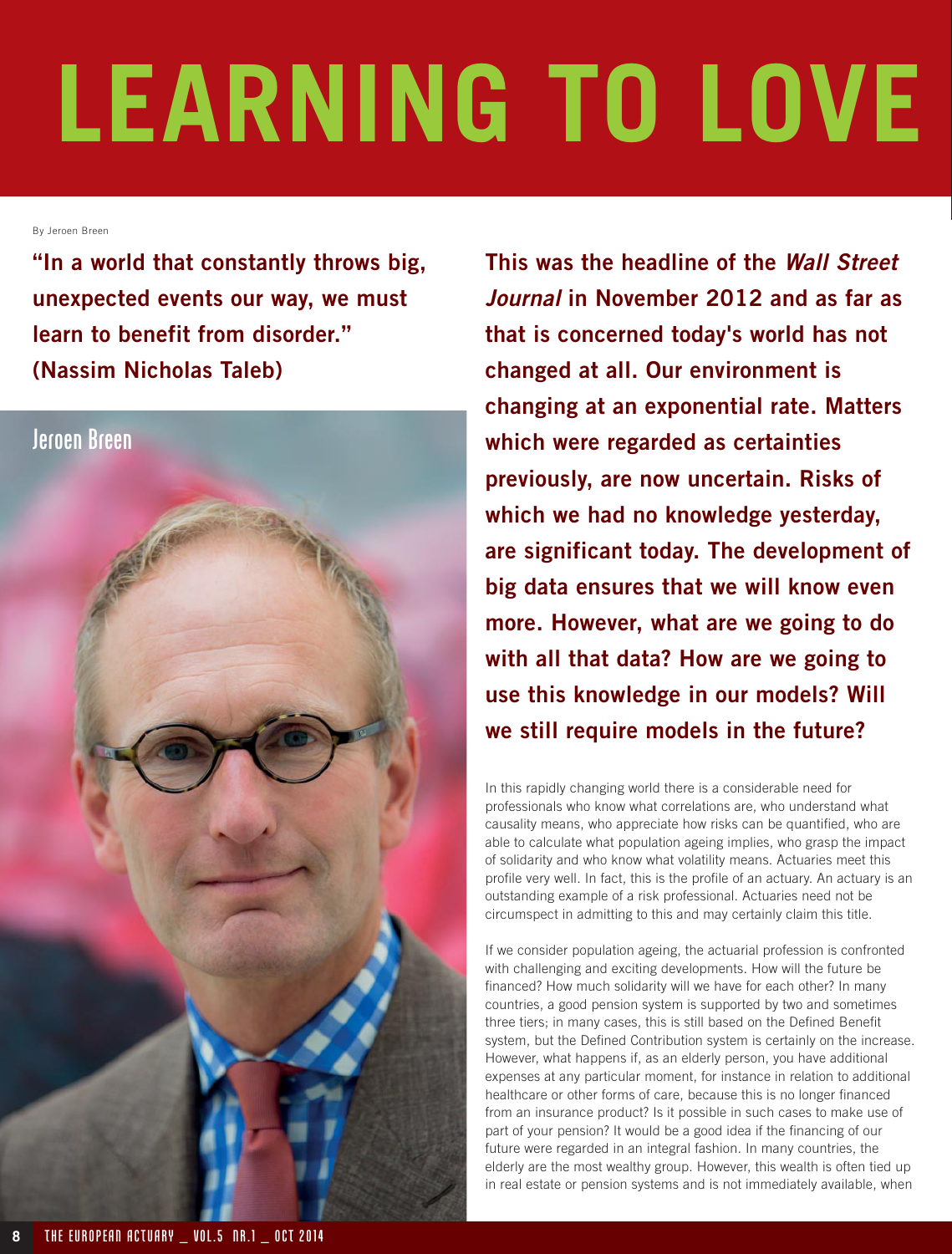# LEARNING TO LOVE

By Jeroen Breen

**"In a world that constantly throws big, unexpected events our way, we must learn to benefit from disorder." (Nassim Nicholas Taleb)**

Jeroen Breen

**This was the headline of the *Wall Street Journal* in November 2012 and as far as that is concerned today's world has not changed at all. Our environment is changing at an exponential rate. Matters which were regarded as certainties previously, are now uncertain. Risks of which we had no knowledge yesterday, are significant today. The development of big data ensures that we will know even more. However, what are we going to do with all that data? How are we going to use this knowledge in our models? Will we still require models in the future?**

In this rapidly changing world there is a considerable need for professionals who know what correlations are, who understand what causality means, who appreciate how risks can be quantified, who are able to calculate what population ageing implies, who grasp the impact of solidarity and who know what volatility means. Actuaries meet this profile very well. In fact, this is the profile of an actuary. An actuary is an outstanding example of a risk professional. Actuaries need not be circumspect in admitting to this and may certainly claim this title.

If we consider population ageing, the actuarial profession is confronted with challenging and exciting developments. How will the future be financed? How much solidarity will we have for each other? In many countries, a good pension system is supported by two and sometimes three tiers; in many cases, this is still based on the Defined Benefit system, but the Defined Contribution system is certainly on the increase. However, what happens if, as an elderly person, you have additional expenses at any particular moment, for instance in relation to additional healthcare or other forms of care, because this is no longer financed from an insurance product? Is it possible in such cases to make use of part of your pension? It would be a good idea if the financing of our future were regarded in an integral fashion. In many countries, the elderly are the most wealthy group. However, this wealth is often tied up in real estate or pension systems and is not immediately available, when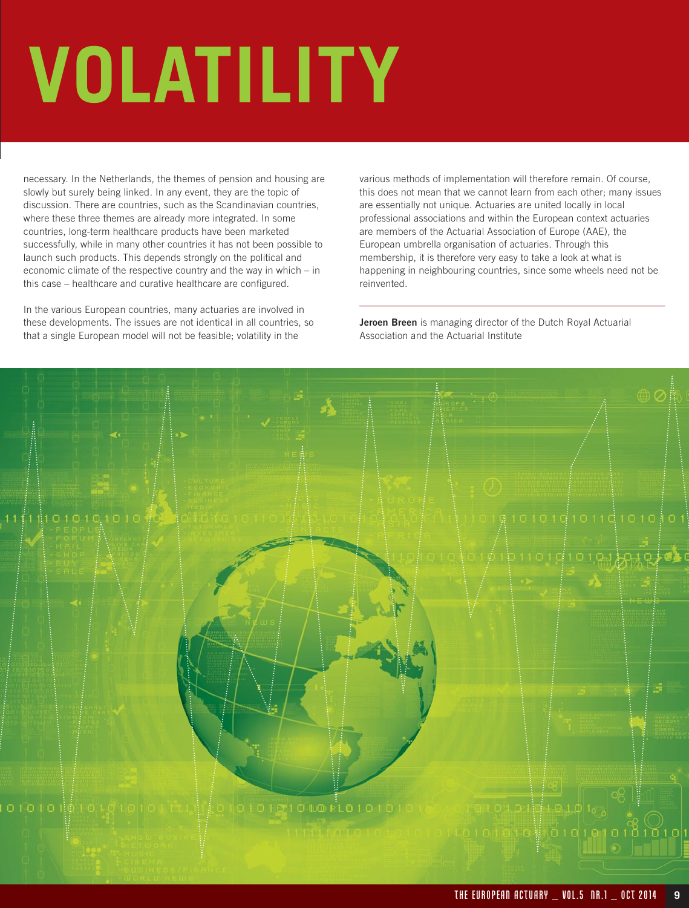# VOLATILITY

necessary. In the Netherlands, the themes of pension and housing are slowly but surely being linked. In any event, they are the topic of discussion. There are countries, such as the Scandinavian countries, where these three themes are already more integrated. In some countries, long-term healthcare products have been marketed successfully, while in many other countries it has not been possible to launch such products. This depends strongly on the political and economic climate of the respective country and the way in which – in this case – healthcare and curative healthcare are configured.

In the various European countries, many actuaries are involved in these developments. The issues are not identical in all countries, so that a single European model will not be feasible; volatility in the various methods of implementation will therefore remain. Of course, this does not mean that we cannot learn from each other; many issues are essentially not unique. Actuaries are united locally in local professional associations and within the European context actuaries are members of the Actuarial Association of Europe (AAE), the European umbrella organisation of actuaries. Through this membership, it is therefore very easy to take a look at what is happening in neighbouring countries, since some wheels need not be reinvented.

---

**Jeroen Breen** is managing director of the Dutch Royal Actuarial Association and the Actuarial Institute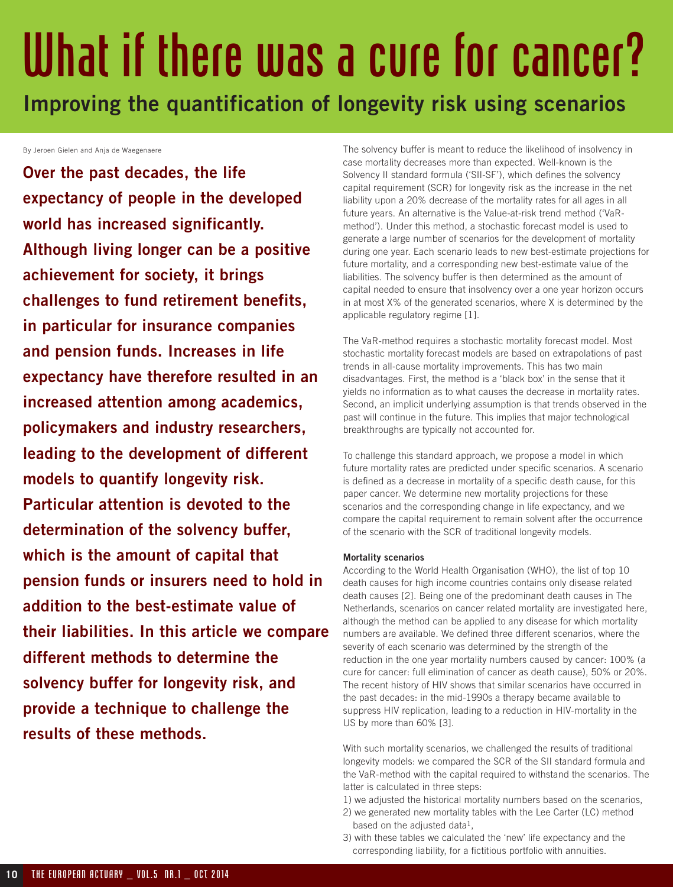# What if there was a cure for cancer?

## Improving the quantification of longevity risk using scenarios

By Jeroen Gielen and Anja de Waegenaere

**Over the past decades, the life expectancy of people in the developed world has increased significantly. Although living longer can be a positive achievement for society, it brings challenges to fund retirement benefits, in particular for insurance companies and pension funds. Increases in life expectancy have therefore resulted in an increased attention among academics, policymakers and industry researchers, leading to the development of different models to quantify longevity risk. Particular attention is devoted to the determination of the solvency buffer, which is the amount of capital that pension funds or insurers need to hold in addition to the best-estimate value of their liabilities. In this article we compare different methods to determine the solvency buffer for longevity risk, and provide a technique to challenge the results of these methods.**

The solvency buffer is meant to reduce the likelihood of insolvency in case mortality decreases more than expected. Well-known is the Solvency II standard formula ('SII-SF'), which defines the solvency capital requirement (SCR) for longevity risk as the increase in the net liability upon a 20% decrease of the mortality rates for all ages in all future years. An alternative is the Value-at-risk trend method ('VaR-method'). Under this method, a stochastic forecast model is used to generate a large number of scenarios for the development of mortality during one year. Each scenario leads to new best-estimate projections for future mortality, and a corresponding new best-estimate value of the liabilities. The solvency buffer is then determined as the amount of capital needed to ensure that insolvency over a one year horizon occurs in at most X% of the generated scenarios, where X is determined by the applicable regulatory regime [1].

The VaR-method requires a stochastic mortality forecast model. Most stochastic mortality forecast models are based on extrapolations of past trends in all-cause mortality improvements. This has two main disadvantages. First, the method is a 'black box' in the sense that it yields no information as to what causes the decrease in mortality rates. Second, an implicit underlying assumption is that trends observed in the past will continue in the future. This implies that major technological breakthroughs are typically not accounted for.

To challenge this standard approach, we propose a model in which future mortality rates are predicted under specific scenarios. A scenario is defined as a decrease in mortality of a specific death cause, for this paper cancer. We determine new mortality projections for these scenarios and the corresponding change in life expectancy, and we compare the capital requirement to remain solvent after the occurrence of the scenario with the SCR of traditional longevity models.

**Mortality scenarios**

According to the World Health Organisation (WHO), the list of top 10 death causes for high income countries contains only disease related death causes [2]. Being one of the predominant death causes in The Netherlands, scenarios on cancer related mortality are investigated here, although the method can be applied to any disease for which mortality numbers are available. We defined three different scenarios, where the severity of each scenario was determined by the strength of the reduction in the one year mortality numbers caused by cancer: 100% (a cure for cancer: full elimination of cancer as death cause), 50% or 20%. The recent history of HIV shows that similar scenarios have occurred in the past decades: in the mid-1990s a therapy became available to suppress HIV replication, leading to a reduction in HIV-mortality in the US by more than 60% [3].

With such mortality scenarios, we challenged the results of traditional longevity models: we compared the SCR of the SII standard formula and the VaR-method with the capital required to withstand the scenarios. The latter is calculated in three steps:

1) we adjusted the historical mortality numbers based on the scenarios,
2) we generated new mortality tables with the Lee Carter (LC) method based on the adjusted data[1],
3) with these tables we calculated the 'new' life expectancy and the corresponding liability, for a fictitious portfolio with annuities.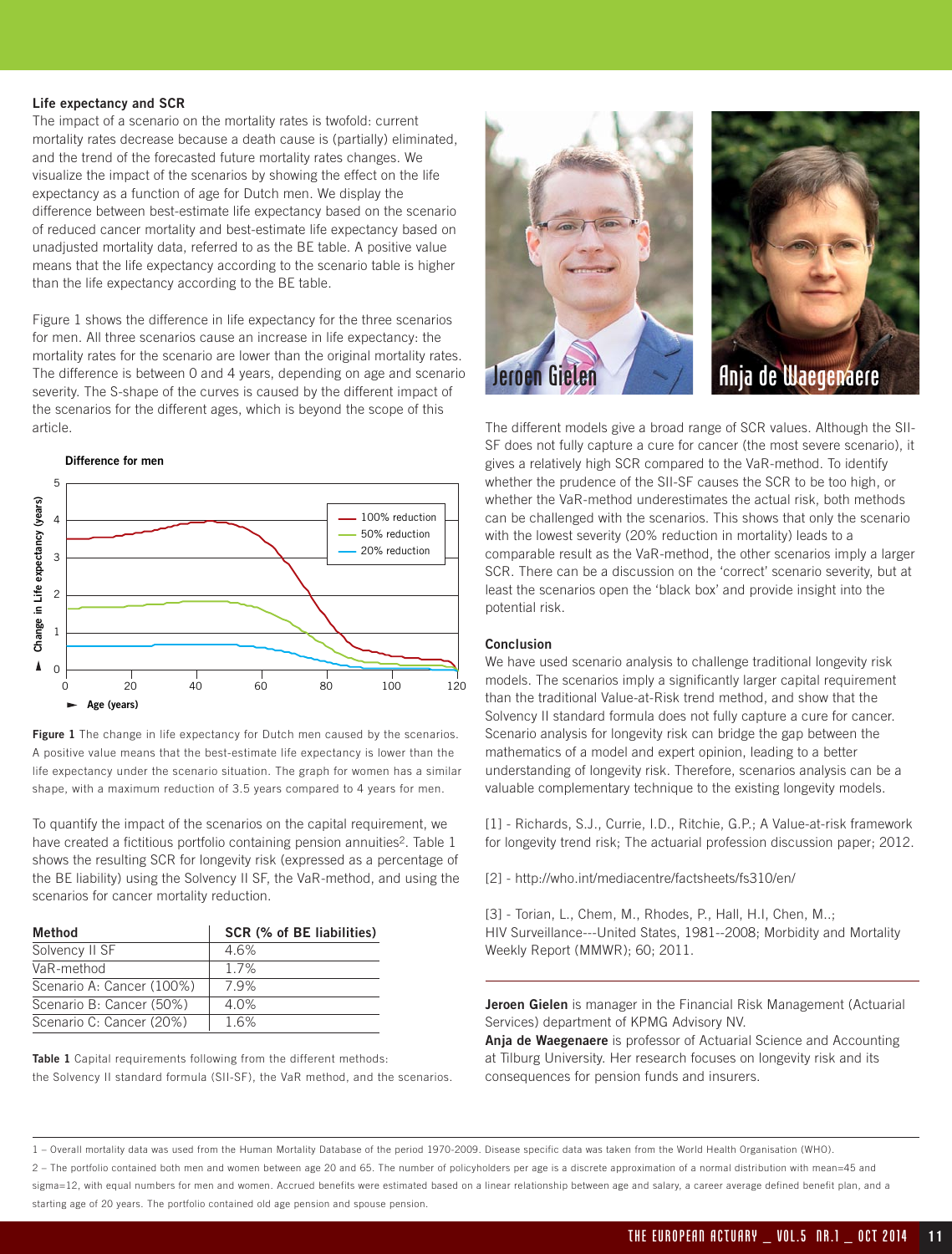### Life expectancy and SCR

The impact of a scenario on the mortality rates is twofold: current mortality rates decrease because a death cause is (partially) eliminated, and the trend of the forecasted future mortality rates changes. We visualize the impact of the scenarios by showing the effect on the life expectancy as a function of age for Dutch men. We display the difference between best-estimate life expectancy based on the scenario of reduced cancer mortality and best-estimate life expectancy based on unadjusted mortality data, referred to as the BE table. A positive value means that the life expectancy according to the scenario table is higher than the life expectancy according to the BE table.

Figure 1 shows the difference in life expectancy for the three scenarios for men. All three scenarios cause an increase in life expectancy: the mortality rates for the scenario are lower than the original mortality rates. The difference is between 0 and 4 years, depending on age and scenario severity. The S-shape of the curves is caused by the different impact of the scenarios for the different ages, which is beyond the scope of this article.

**Figure 1** The change in life expectancy for Dutch men caused by the scenarios. A positive value means that the best-estimate life expectancy is lower than the life expectancy under the scenario situation. The graph for women has a similar shape, with a maximum reduction of 3.5 years compared to 4 years for men.

To quantify the impact of the scenarios on the capital requirement, we have created a fictitious portfolio containing pension annuities[2]. Table 1 shows the resulting SCR for longevity risk (expressed as a percentage of the BE liability) using the Solvency II SF, the VaR-method, and using the scenarios for cancer mortality reduction.

| Method | SCR (% of BE liabilities) |
|---|---|
| Solvency II SF | 4.6% |
| VaR-method | 1.7% |
| Scenario A: Cancer (100%) | 7.9% |
| Scenario B: Cancer (50%) | 4.0% |
| Scenario C: Cancer (20%) | 1.6% |

**Table 1** Capital requirements following from the different methods: the Solvency II standard formula (SII-SF), the VaR method, and the scenarios.

Jeroen Gielen

Anja de Waegenaere

The different models give a broad range of SCR values. Although the SII-SF does not fully capture a cure for cancer (the most severe scenario), it gives a relatively high SCR compared to the VaR-method. To identify whether the prudence of the SII-SF causes the SCR to be too high, or whether the VaR-method underestimates the actual risk, both methods can be challenged with the scenarios. This shows that only the scenario with the lowest severity (20% reduction in mortality) leads to a comparable result as the VaR-method, the other scenarios imply a larger SCR. There can be a discussion on the 'correct' scenario severity, but at least the scenarios open the 'black box' and provide insight into the potential risk.

### Conclusion

We have used scenario analysis to challenge traditional longevity risk models. The scenarios imply a significantly larger capital requirement than the traditional Value-at-Risk trend method, and show that the Solvency II standard formula does not fully capture a cure for cancer. Scenario analysis for longevity risk can bridge the gap between the mathematics of a model and expert opinion, leading to a better understanding of longevity risk. Therefore, scenarios analysis can be a valuable complementary technique to the existing longevity models.

[1] - Richards, S.J., Currie, I.D., Ritchie, G.P.; A Value-at-risk framework for longevity trend risk; The actuarial profession discussion paper; 2012.

[2] - http://who.int/mediacentre/factsheets/fs310/en/

[3] - Torian, L., Chem, M., Rhodes, P., Hall, H.I, Chen, M..; HIV Surveillance---United States, 1981--2008; Morbidity and Mortality Weekly Report (MMWR); 60; 2011.

---

**Jeroen Gielen** is manager in the Financial Risk Management (Actuarial Services) department of KPMG Advisory NV.
**Anja de Waegenaere** is professor of Actuarial Science and Accounting at Tilburg University. Her research focuses on longevity risk and its consequences for pension funds and insurers.

---

1 – Overall mortality data was used from the Human Mortality Database of the period 1970-2009. Disease specific data was taken from the World Health Organisation (WHO).

2 – The portfolio contained both men and women between age 20 and 65. The number of policyholders per age is a discrete approximation of a normal distribution with mean=45 and sigma=12, with equal numbers for men and women. Accrued benefits were estimated based on a linear relationship between age and salary, a career average defined benefit plan, and a starting age of 20 years. The portfolio contained old age pension and spouse pension.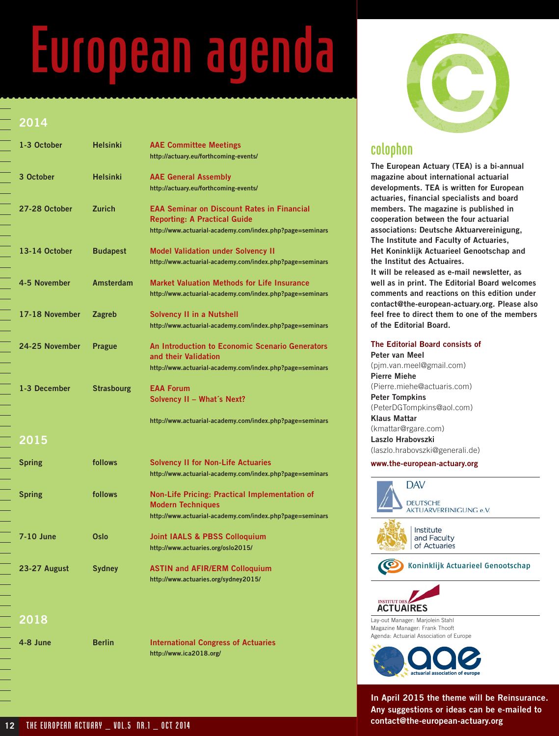# European agenda

## 2014

| | | |
|---|---|---|
| 1-3 October | Helsinki | **AAE Committee Meetings** http://actuary.eu/forthcoming-events/ |
| 3 October | Helsinki | **AAE General Assembly** http://actuary.eu/forthcoming-events/ |
| 27-28 October | Zurich | **EAA Seminar on Discount Rates in Financial Reporting: A Practical Guide** http://www.actuarial-academy.com/index.php?page=seminars |
| 13-14 October | Budapest | **Model Validation under Solvency II** http://www.actuarial-academy.com/index.php?page=seminars |
| 4-5 November | Amsterdam | **Market Valuation Methods for Life Insurance** http://www.actuarial-academy.com/index.php?page=seminars |
| 17-18 November | Zagreb | **Solvency II in a Nutshell** http://www.actuarial-academy.com/index.php?page=seminars |
| 24-25 November | Prague | **An Introduction to Economic Scenario Generators and their Validation** http://www.actuarial-academy.com/index.php?page=seminars |
| 1-3 December | Strasbourg | **EAA Forum Solvency II – What´s Next?** http://www.actuarial-academy.com/index.php?page=seminars |

## 2015

| | | |
|---|---|---|
| Spring | follows | **Solvency II for Non-Life Actuaries** http://www.actuarial-academy.com/index.php?page=seminars |
| Spring | follows | **Non-Life Pricing: Practical Implementation of Modern Techniques** http://www.actuarial-academy.com/index.php?page=seminars |
| 7-10 June | Oslo | **Joint IAALS & PBSS Colloquium** http://www.actuaries.org/oslo2015/ |
| 23-27 August | Sydney | **ASTIN and AFIR/ERM Colloquium** http://www.actuaries.org/sydney2015/ |

## 2018

| | | |
|---|---|---|
| 4-8 June | Berlin | **International Congress of Actuaries** http://www.ica2018.org/ |

## colophon

**The European Actuary (TEA) is a bi-annual magazine about international actuarial developments. TEA is written for European actuaries, financial specialists and board members. The magazine is published in cooperation between the four actuarial associations: Deutsche Aktuarvereinigung, The Institute and Faculty of Actuaries, Het Koninklijk Actuarieel Genootschap and the Institut des Actuaires.**
**It will be released as e-mail newsletter, as well as in print. The Editorial Board welcomes comments and reactions on this edition under contact@the-european-actuary.org. Please also feel free to direct them to one of the members of the Editorial Board.**

**The Editorial Board consists of**

**Peter van Meel**
(pjm.van.meel@gmail.com)
**Pierre Miehe**
(Pierre.miehe@actuaris.com)
**Peter Tompkins**
(PeterDGTompkins@aol.com)
**Klaus Mattar**
(kmattar@rgare.com)
**Laszlo Hrabovszki**
(laszlo.hrabovszki@generali.de)

**www.the-european-actuary.org**

DAV DEUTSCHE AKTUARVEREINIGUNG e.V.

Institute and Faculty of Actuaries

Koninklijk Actuarieel Genootschap

INSTITUT DES ACTUAIRES

Lay-out Manager: Marjolein Stahl
Magazine Manager: Frank Thooft
Agenda: Actuarial Association of Europe

aae actuarial association of europe

**In April 2015 the theme will be Reinsurance. Any suggestions or ideas can be e-mailed to contact@the-european-actuary.org**